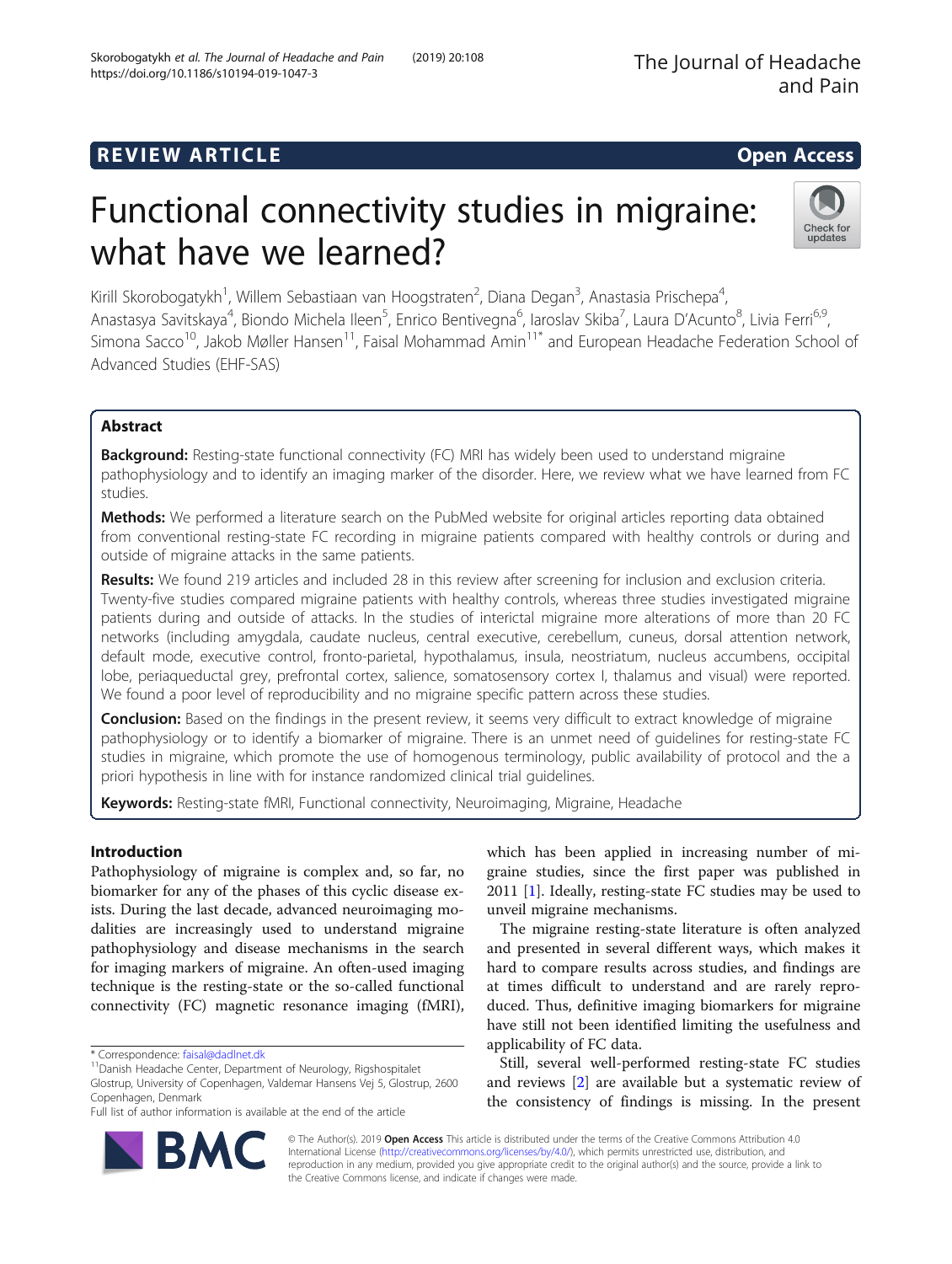REVIEW ARTICLE

Open Access

# Functional connectivity studies in migraine: what have we learned?

Kirill Skorobogatykh[1], Willem Sebastiaan van Hoogstraten[2], Diana Degan[3], Anastasia Prischepa[4], Anastasya Savitskaya[4], Biondo Michela Ileen[5], Enrico Bentivegna[6], Iaroslav Skiba[7], Laura D'Acunto[8], Livia Ferri[6,9], Simona Sacco[10], Jakob Møller Hansen[11], Faisal Mohammad Amin[11*] and European Headache Federation School of Advanced Studies (EHF-SAS)

## Abstract

**Background:** Resting-state functional connectivity (FC) MRI has widely been used to understand migraine pathophysiology and to identify an imaging marker of the disorder. Here, we review what we have learned from FC studies.

**Methods:** We performed a literature search on the PubMed website for original articles reporting data obtained from conventional resting-state FC recording in migraine patients compared with healthy controls or during and outside of migraine attacks in the same patients.

**Results:** We found 219 articles and included 28 in this review after screening for inclusion and exclusion criteria. Twenty-five studies compared migraine patients with healthy controls, whereas three studies investigated migraine patients during and outside of attacks. In the studies of interictal migraine more alterations of more than 20 FC networks (including amygdala, caudate nucleus, central executive, cerebellum, cuneus, dorsal attention network, default mode, executive control, fronto-parietal, hypothalamus, insula, neostriatum, nucleus accumbens, occipital lobe, periaqueductal grey, prefrontal cortex, salience, somatosensory cortex I, thalamus and visual) were reported. We found a poor level of reproducibility and no migraine specific pattern across these studies.

**Conclusion:** Based on the findings in the present review, it seems very difficult to extract knowledge of migraine pathophysiology or to identify a biomarker of migraine. There is an unmet need of guidelines for resting-state FC studies in migraine, which promote the use of homogenous terminology, public availability of protocol and the a priori hypothesis in line with for instance randomized clinical trial guidelines.

**Keywords:** Resting-state fMRI, Functional connectivity, Neuroimaging, Migraine, Headache

## Introduction

Pathophysiology of migraine is complex and, so far, no biomarker for any of the phases of this cyclic disease exists. During the last decade, advanced neuroimaging modalities are increasingly used to understand migraine pathophysiology and disease mechanisms in the search for imaging markers of migraine. An often-used imaging technique is the resting-state or the so-called functional connectivity (FC) magnetic resonance imaging (fMRI), which has been applied in increasing number of migraine studies, since the first paper was published in 2011 [1]. Ideally, resting-state FC studies may be used to unveil migraine mechanisms.

The migraine resting-state literature is often analyzed and presented in several different ways, which makes it hard to compare results across studies, and findings are at times difficult to understand and are rarely reproduced. Thus, definitive imaging biomarkers for migraine have still not been identified limiting the usefulness and applicability of FC data.

Still, several well-performed resting-state FC studies and reviews [2] are available but a systematic review of the consistency of findings is missing. In the present

* Correspondence: faisal@dadlnet.dk
[11]Danish Headache Center, Department of Neurology, Rigshospitalet Glostrup, University of Copenhagen, Valdemar Hansens Vej 5, Glostrup, 2600 Copenhagen, Denmark
Full list of author information is available at the end of the article

© The Author(s). 2019 **Open Access** This article is distributed under the terms of the Creative Commons Attribution 4.0 International License (http://creativecommons.org/licenses/by/4.0/), which permits unrestricted use, distribution, and reproduction in any medium, provided you give appropriate credit to the original author(s) and the source, provide a link to the Creative Commons license, and indicate if changes were made.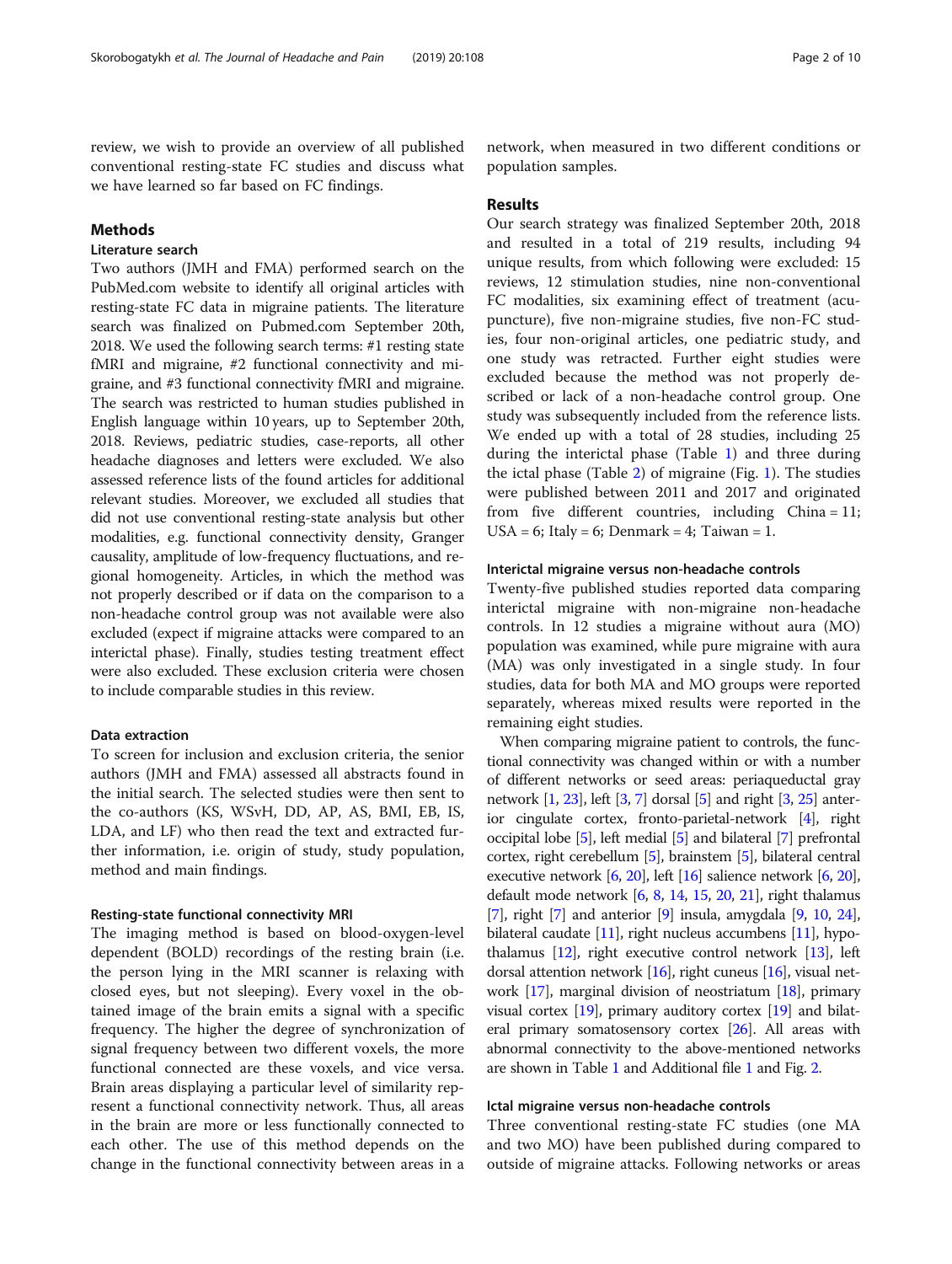review, we wish to provide an overview of all published conventional resting-state FC studies and discuss what we have learned so far based on FC findings.

## Methods

### Literature search

Two authors (JMH and FMA) performed search on the PubMed.com website to identify all original articles with resting-state FC data in migraine patients. The literature search was finalized on Pubmed.com September 20th, 2018. We used the following search terms: #1 resting state fMRI and migraine, #2 functional connectivity and migraine, and #3 functional connectivity fMRI and migraine. The search was restricted to human studies published in English language within 10 years, up to September 20th, 2018. Reviews, pediatric studies, case-reports, all other headache diagnoses and letters were excluded. We also assessed reference lists of the found articles for additional relevant studies. Moreover, we excluded all studies that did not use conventional resting-state analysis but other modalities, e.g. functional connectivity density, Granger causality, amplitude of low-frequency fluctuations, and regional homogeneity. Articles, in which the method was not properly described or if data on the comparison to a non-headache control group was not available were also excluded (expect if migraine attacks were compared to an interictal phase). Finally, studies testing treatment effect were also excluded. These exclusion criteria were chosen to include comparable studies in this review.

### Data extraction

To screen for inclusion and exclusion criteria, the senior authors (JMH and FMA) assessed all abstracts found in the initial search. The selected studies were then sent to the co-authors (KS, WSvH, DD, AP, AS, BMI, EB, IS, LDA, and LF) who then read the text and extracted further information, i.e. origin of study, study population, method and main findings.

#### Resting-state functional connectivity MRI

The imaging method is based on blood-oxygen-level dependent (BOLD) recordings of the resting brain (i.e. the person lying in the MRI scanner is relaxing with closed eyes, but not sleeping). Every voxel in the obtained image of the brain emits a signal with a specific frequency. The higher the degree of synchronization of signal frequency between two different voxels, the more functional connected are these voxels, and vice versa. Brain areas displaying a particular level of similarity represent a functional connectivity network. Thus, all areas in the brain are more or less functionally connected to each other. The use of this method depends on the change in the functional connectivity between areas in a network, when measured in two different conditions or population samples.

## Results

Our search strategy was finalized September 20th, 2018 and resulted in a total of 219 results, including 94 unique results, from which following were excluded: 15 reviews, 12 stimulation studies, nine non-conventional FC modalities, six examining effect of treatment (acupuncture), five non-migraine studies, five non-FC studies, four non-original articles, one pediatric study, and one study was retracted. Further eight studies were excluded because the method was not properly described or lack of a non-headache control group. One study was subsequently included from the reference lists. We ended up with a total of 28 studies, including 25 during the interictal phase (Table 1) and three during the ictal phase (Table 2) of migraine (Fig. 1). The studies were published between 2011 and 2017 and originated from five different countries, including China = 11; USA = 6; Italy = 6; Denmark = 4; Taiwan = 1.

### Interictal migraine versus non-headache controls

Twenty-five published studies reported data comparing interictal migraine with non-migraine non-headache controls. In 12 studies a migraine without aura (MO) population was examined, while pure migraine with aura (MA) was only investigated in a single study. In four studies, data for both MA and MO groups were reported separately, whereas mixed results were reported in the remaining eight studies.

When comparing migraine patient to controls, the functional connectivity was changed within or with a number of different networks or seed areas: periaqueductal gray network [1, 23], left [3, 7] dorsal [5] and right [3, 25] anterior cingulate cortex, fronto-parietal-network [4], right occipital lobe [5], left medial [5] and bilateral [7] prefrontal cortex, right cerebellum [5], brainstem [5], bilateral central executive network [6, 20], left [16] salience network [6, 20], default mode network [6, 8, 14, 15, 20, 21], right thalamus [7], right [7] and anterior [9] insula, amygdala [9, 10, 24], bilateral caudate [11], right nucleus accumbens [11], hypothalamus [12], right executive control network [13], left dorsal attention network [16], right cuneus [16], visual network [17], marginal division of neostriatum [18], primary visual cortex [19], primary auditory cortex [19] and bilateral primary somatosensory cortex [26]. All areas with abnormal connectivity to the above-mentioned networks are shown in Table 1 and Additional file 1 and Fig. 2.

### Ictal migraine versus non-headache controls

Three conventional resting-state FC studies (one MA and two MO) have been published during compared to outside of migraine attacks. Following networks or areas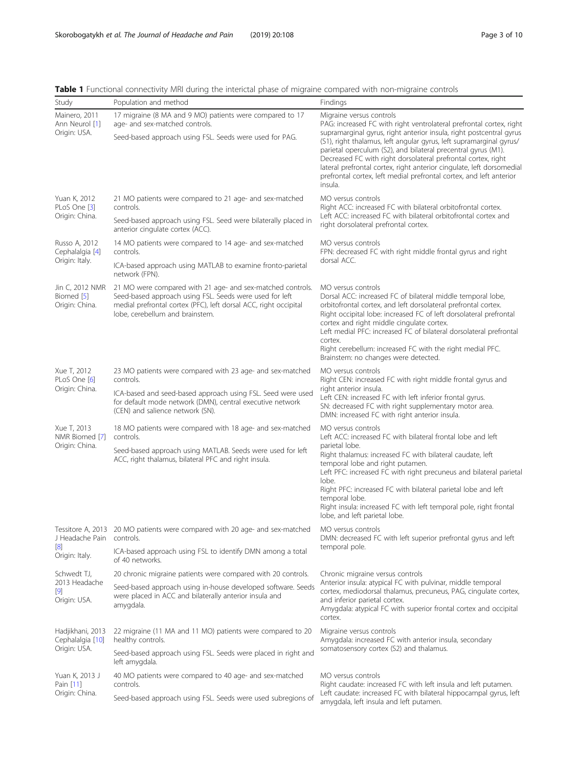**Table 1** Functional connectivity MRI during the interictal phase of migraine compared with non-migraine controls

| Study | Population and method | Findings |
| --- | --- | --- |
| Mainero, 2011 Ann Neurol [1] Origin: USA. | 17 migraine (8 MA and 9 MO) patients were compared to 17 age- and sex-matched controls. Seed-based approach using FSL. Seeds were used for PAG. | Migraine versus controls PAG: increased FC with right ventrolateral prefrontal cortex, right supramarginal gyrus, right anterior insula, right postcentral gyrus (S1), right thalamus, left angular gyrus, left supramarginal gyrus/ parietal operculum (S2), and bilateral precentral gyrus (M1). Decreased FC with right dorsolateral prefrontal cortex, right lateral prefrontal cortex, right anterior cingulate, left dorsomedial prefrontal cortex, left medial prefrontal cortex, and left anterior insula. |
| Yuan K, 2012 PLoS One [3] Origin: China. | 21 MO patients were compared to 21 age- and sex-matched controls. Seed-based approach using FSL. Seed were bilaterally placed in anterior cingulate cortex (ACC). | MO versus controls Right ACC: increased FC with bilateral orbitofrontal cortex. Left ACC: increased FC with bilateral orbitofrontal cortex and right dorsolateral prefrontal cortex. |
| Russo A, 2012 Cephalalgia [4] Origin: Italy. | 14 MO patients were compared to 14 age- and sex-matched controls. ICA-based approach using MATLAB to examine fronto-parietal network (FPN). | MO versus controls FPN: decreased FC with right middle frontal gyrus and right dorsal ACC. |
| Jin C, 2012 NMR Biomed [5] Origin: China. | 21 MO were compared with 21 age- and sex-matched controls. Seed-based approach using FSL. Seeds were used for left medial prefrontal cortex (PFC), left dorsal ACC, right occipital lobe, cerebellum and brainstem. | MO versus controls Dorsal ACC: increased FC of bilateral middle temporal lobe, orbitofrontal cortex, and left dorsolateral prefrontal cortex. Right occipital lobe: increased FC of left dorsolateral prefrontal cortex and right middle cingulate cortex. Left medial PFC: increased FC of bilateral dorsolateral prefrontal cortex. Right cerebellum: increased FC with the right medial PFC. Brainstem: no changes were detected. |
| Xue T, 2012 PLoS One [6] Origin: China. | 23 MO patients were compared with 23 age- and sex-matched controls. ICA-based and seed-based approach using FSL. Seed were used for default mode network (DMN), central executive network (CEN) and salience network (SN). | MO versus controls Right CEN: increased FC with right middle frontal gyrus and right anterior insula. Left CEN: increased FC with left inferior frontal gyrus. SN: decreased FC with right supplementary motor area. DMN: increased FC with right anterior insula. |
| Xue T, 2013 NMR Biomed [7] Origin: China. | 18 MO patients were compared with 18 age- and sex-matched controls. Seed-based approach using MATLAB. Seeds were used for left ACC, right thalamus, bilateral PFC and right insula. | MO versus controls Left ACC: increased FC with bilateral frontal lobe and left parietal lobe. Right thalamus: increased FC with bilateral caudate, left temporal lobe and right putamen. Left PFC: increased FC with right precuneus and bilateral parietal lobe. Right PFC: increased FC with bilateral parietal lobe and left temporal lobe. Right insula: increased FC with left temporal pole, right frontal lobe, and left parietal lobe. |
| Tessitore A, 2013 J Headache Pain [8] Origin: Italy. | 20 MO patients were compared with 20 age- and sex-matched controls. ICA-based approach using FSL to identify DMN among a total of 40 networks. | MO versus controls DMN: decreased FC with left superior prefrontal gyrus and left temporal pole. |
| Schwedt TJ, 2013 Headache [9] Origin: USA. | 20 chronic migraine patients were compared with 20 controls. Seed-based approach using in-house developed software. Seeds were placed in ACC and bilaterally anterior insula and amygdala. | Chronic migraine versus controls Anterior insula: atypical FC with pulvinar, middle temporal cortex, mediodorsal thalamus, precuneus, PAG, cingulate cortex, and inferior parietal cortex. Amygdala: atypical FC with superior frontal cortex and occipital cortex. |
| Hadjikhani, 2013 Cephalalgia [10] Origin: USA. | 22 migraine (11 MA and 11 MO) patients were compared to 20 healthy controls. Seed-based approach using FSL. Seeds were placed in right and left amygdala. | Migraine versus controls Amygdala: increased FC with anterior insula, secondary somatosensory cortex (S2) and thalamus. |
| Yuan K, 2013 J Pain [11] Origin: China. | 40 MO patients were compared to 40 age- and sex-matched controls. Seed-based approach using FSL. Seeds were used subregions of | MO versus controls Right caudate: increased FC with left insula and left putamen. Left caudate: increased FC with bilateral hippocampal gyrus, left amygdala, left insula and left putamen. |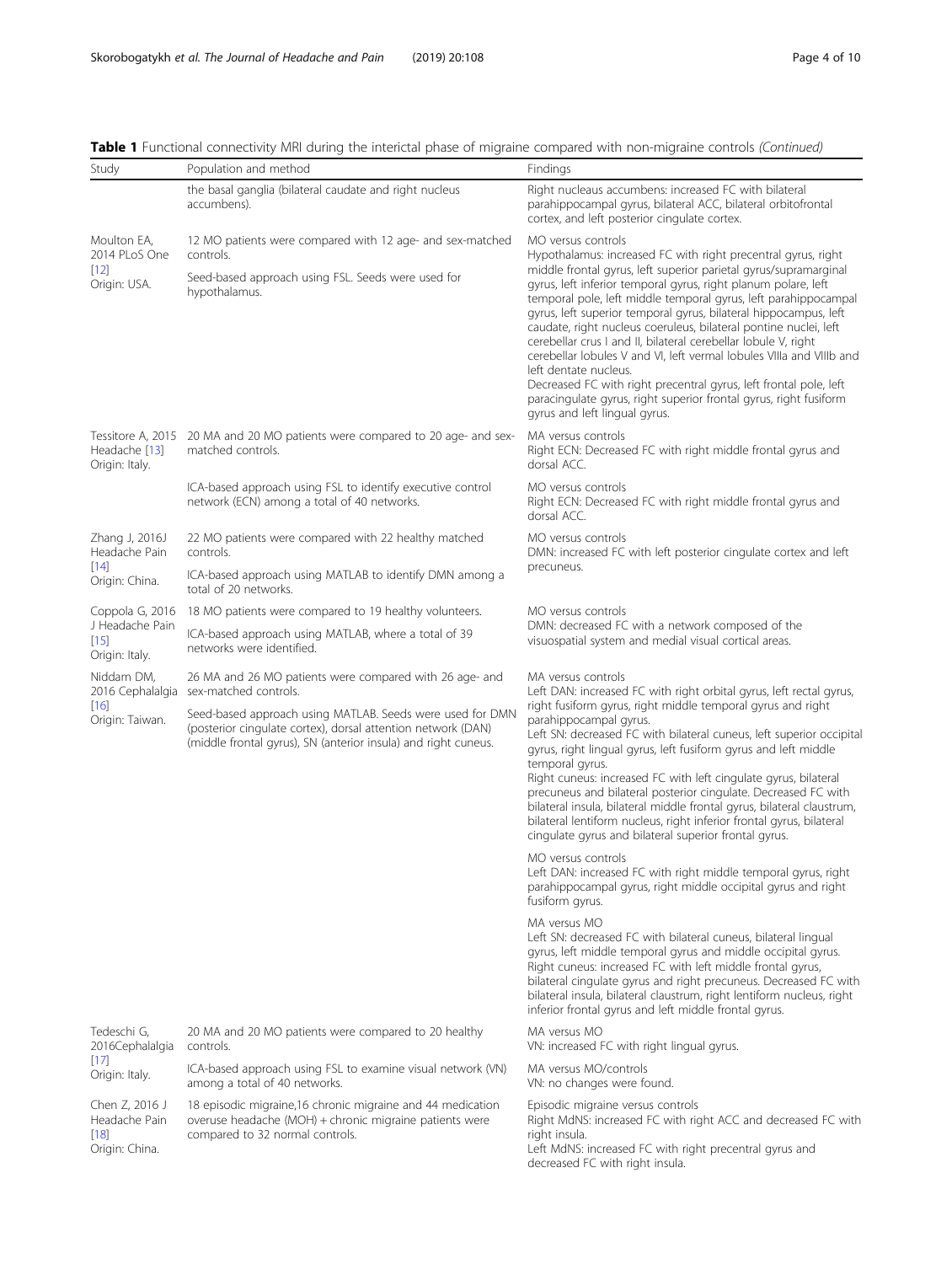**Table 1** Functional connectivity MRI during the interictal phase of migraine compared with non-migraine controls *(Continued)*

| Study | Population and method | Findings |
|---|---|---|
| | the basal ganglia (bilateral caudate and right nucleus accumbens). | Right nucleaus accumbens: increased FC with bilateral parahippocampal gyrus, bilateral ACC, bilateral orbitofrontal cortex, and left posterior cingulate cortex. |
| Moulton EA, 2014 PLoS One [12] Origin: USA. | 12 MO patients were compared with 12 age- and sex-matched controls.<br>Seed-based approach using FSL. Seeds were used for hypothalamus. | MO versus controls<br>Hypothalamus: increased FC with right precentral gyrus, right middle frontal gyrus, left superior parietal gyrus/supramarginal gyrus, left inferior temporal gyrus, right planum polare, left temporal pole, left middle temporal gyrus, left parahippocampal gyrus, left superior temporal gyrus, bilateral hippocampus, left caudate, right nucleus coeruleus, bilateral pontine nuclei, left cerebellar crus I and II, bilateral cerebellar lobule V, right cerebellar lobules V and VI, left vermal lobules VIIIa and VIIIb and left dentate nucleus.<br>Decreased FC with right precentral gyrus, left frontal pole, left paracingulate gyrus, right superior frontal gyrus, right fusiform gyrus and left lingual gyrus. |
| Tessitore A, 2015 Headache [13] Origin: Italy. | 20 MA and 20 MO patients were compared to 20 age- and sex-matched controls.<br>ICA-based approach using FSL to identify executive control network (ECN) among a total of 40 networks. | MA versus controls<br>Right ECN: Decreased FC with right middle frontal gyrus and dorsal ACC.<br>MO versus controls<br>Right ECN: Decreased FC with right middle frontal gyrus and dorsal ACC. |
| Zhang J, 2016J Headache Pain [14] Origin: China. | 22 MO patients were compared with 22 healthy matched controls.<br>ICA-based approach using MATLAB to identify DMN among a total of 20 networks. | MO versus controls<br>DMN: increased FC with left posterior cingulate cortex and left precuneus. |
| Coppola G, 2016 J Headache Pain [15] Origin: Italy. | 18 MO patients were compared to 19 healthy volunteers.<br>ICA-based approach using MATLAB, where a total of 39 networks were identified. | MO versus controls<br>DMN: decreased FC with a network composed of the visuospatial system and medial visual cortical areas. |
| Niddam DM, 2016 Cephalalgia [16] Origin: Taiwan. | 26 MA and 26 MO patients were compared with 26 age- and sex-matched controls.<br>Seed-based approach using MATLAB. Seeds were used for DMN (posterior cingulate cortex), dorsal attention network (DAN) (middle frontal gyrus), SN (anterior insula) and right cuneus. | MA versus controls<br>Left DAN: increased FC with right orbital gyrus, left rectal gyrus, right fusiform gyrus, right middle temporal gyrus and right parahippocampal gyrus.<br>Left SN: decreased FC with bilateral cuneus, left superior occipital gyrus, right lingual gyrus, left fusiform gyrus and left middle temporal gyrus.<br>Right cuneus: increased FC with left cingulate gyrus, bilateral precuneus and bilateral posterior cingulate. Decreased FC with bilateral insula, bilateral middle frontal gyrus, bilateral claustrum, bilateral lentiform nucleus, right inferior frontal gyrus, bilateral cingulate gyrus and bilateral superior frontal gyrus.<br>MO versus controls<br>Left DAN: increased FC with right middle temporal gyrus, right parahippocampal gyrus, right middle occipital gyrus and right fusiform gyrus.<br>MA versus MO<br>Left SN: decreased FC with bilateral cuneus, bilateral lingual gyrus, left middle temporal gyrus and middle occipital gyrus.<br>Right cuneus: increased FC with left middle frontal gyrus, bilateral cingulate gyrus and right precuneus. Decreased FC with bilateral insula, bilateral claustrum, right lentiform nucleus, right inferior frontal gyrus and left middle frontal gyrus. |
| Tedeschi G, 2016Cephalalgia [17] Origin: Italy. | 20 MA and 20 MO patients were compared to 20 healthy controls.<br>ICA-based approach using FSL to examine visual network (VN) among a total of 40 networks. | MA versus MO<br>VN: increased FC with right lingual gyrus.<br>MA versus MO/controls<br>VN: no changes were found. |
| Chen Z, 2016 J Headache Pain [18] Origin: China. | 18 episodic migraine,16 chronic migraine and 44 medication overuse headache (MOH) + chronic migraine patients were compared to 32 normal controls. | Episodic migraine versus controls<br>Right MdNS: increased FC with right ACC and decreased FC with right insula.<br>Left MdNS: increased FC with right precentral gyrus and decreased FC with right insula. |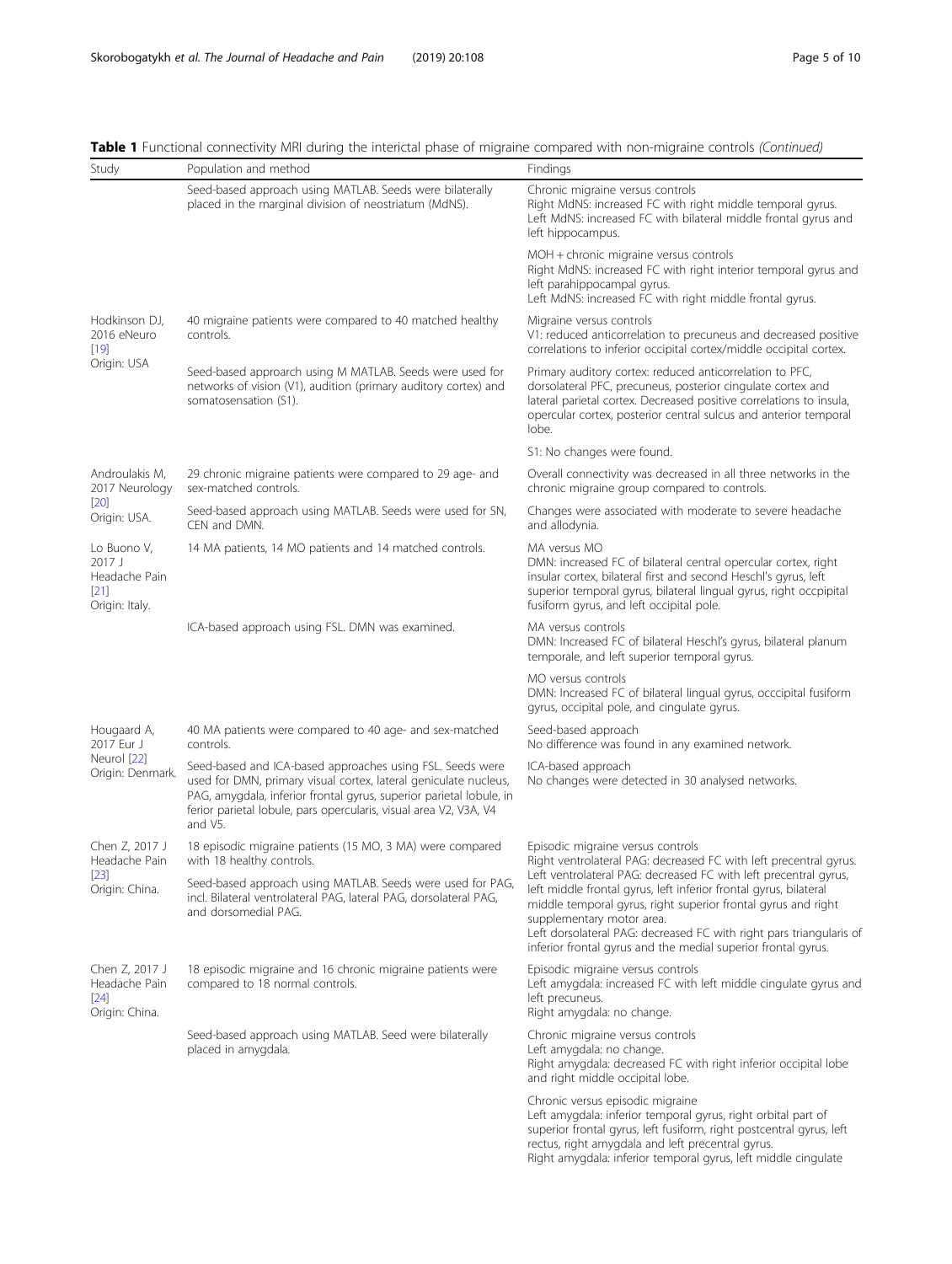**Table 1** Functional connectivity MRI during the interictal phase of migraine compared with non-migraine controls *(Continued)*

| Study | Population and method | Findings |
|---|---|---|
| | Seed-based approach using MATLAB. Seeds were bilaterally placed in the marginal division of neostriatum (MdNS). | Chronic migraine versus controls<br>Right MdNS: increased FC with right middle temporal gyrus.<br>Left MdNS: increased FC with bilateral middle frontal gyrus and left hippocampus. |
| | | MOH + chronic migraine versus controls<br>Right MdNS: increased FC with right interior temporal gyrus and left parahippocampal gyrus.<br>Left MdNS: increased FC with right middle frontal gyrus. |
| Hodkinson DJ, 2016 eNeuro [19]<br>Origin: USA | 40 migraine patients were compared to 40 matched healthy controls. | Migraine versus controls<br>V1: reduced anticorrelation to precuneus and decreased positive correlations to inferior occipital cortex/middle occipital cortex. |
| | Seed-based approach using M MATLAB. Seeds were used for networks of vision (V1), audition (primary auditory cortex) and somatosensation (S1). | Primary auditory cortex: reduced anticorrelation to PFC, dorsolateral PFC, precuneus, posterior cingulate cortex and lateral parietal cortex. Decreased positive correlations to insula, opercular cortex, posterior central sulcus and anterior temporal lobe. |
| | | S1: No changes were found. |
| Androulakis M, 2017 Neurology [20]<br>Origin: USA. | 29 chronic migraine patients were compared to 29 age- and sex-matched controls. | Overall connectivity was decreased in all three networks in the chronic migraine group compared to controls. |
| | Seed-based approach using MATLAB. Seeds were used for SN, CEN and DMN. | Changes were associated with moderate to severe headache and allodynia. |
| Lo Buono V, 2017 J Headache Pain [21]<br>Origin: Italy. | 14 MA patients, 14 MO patients and 14 matched controls. | MA versus MO<br>DMN: increased FC of bilateral central opercular cortex, right insular cortex, bilateral first and second Heschl's gyrus, left superior temporal gyrus, bilateral lingual gyrus, right occpipital fusiform gyrus, and left occipital pole. |
| | ICA-based approach using FSL. DMN was examined. | MA versus controls<br>DMN: Increased FC of bilateral Heschl's gyrus, bilateral planum temporale, and left superior temporal gyrus. |
| | | MO versus controls<br>DMN: Increased FC of bilateral lingual gyrus, occcipital fusiform gyrus, occipital pole, and cingulate gyrus. |
| Hougaard A, 2017 Eur J Neurol [22]<br>Origin: Denmark. | 40 MA patients were compared to 40 age- and sex-matched controls. | Seed-based approach<br>No difference was found in any examined network. |
| | Seed-based and ICA-based approaches using FSL. Seeds were used for DMN, primary visual cortex, lateral geniculate nucleus, PAG, amygdala, inferior frontal gyrus, superior parietal lobule, in ferior parietal lobule, pars opercularis, visual area V2, V3A, V4 and V5. | ICA-based approach<br>No changes were detected in 30 analysed networks. |
| Chen Z, 2017 J Headache Pain [23]<br>Origin: China. | 18 episodic migraine patients (15 MO, 3 MA) were compared with 18 healthy controls.<br>Seed-based approach using MATLAB. Seeds were used for PAG, incl. Bilateral ventrolateral PAG, lateral PAG, dorsolateral PAG, and dorsomedial PAG. | Episodic migraine versus controls<br>Right ventrolateral PAG: decreased FC with left precentral gyrus.<br>Left ventrolateral PAG: decreased FC with left precentral gyrus, left middle frontal gyrus, left inferior frontal gyrus, bilateral middle temporal gyrus, right superior frontal gyrus and right supplementary motor area.<br>Left dorsolateral PAG: decreased FC with right pars triangularis of inferior frontal gyrus and the medial superior frontal gyrus. |
| Chen Z, 2017 J Headache Pain [24]<br>Origin: China. | 18 episodic migraine and 16 chronic migraine patients were compared to 18 normal controls. | Episodic migraine versus controls<br>Left amygdala: increased FC with left middle cingulate gyrus and left precuneus.<br>Right amygdala: no change. |
| | Seed-based approach using MATLAB. Seed were bilaterally placed in amygdala. | Chronic migraine versus controls<br>Left amygdala: no change.<br>Right amygdala: decreased FC with right inferior occipital lobe and right middle occipital lobe. |
| | | Chronic versus episodic migraine<br>Left amygdala: inferior temporal gyrus, right orbital part of superior frontal gyrus, left fusiform, right postcentral gyrus, left rectus, right amygdala and left precentral gyrus.<br>Right amygdala: inferior temporal gyrus, left middle cingulate |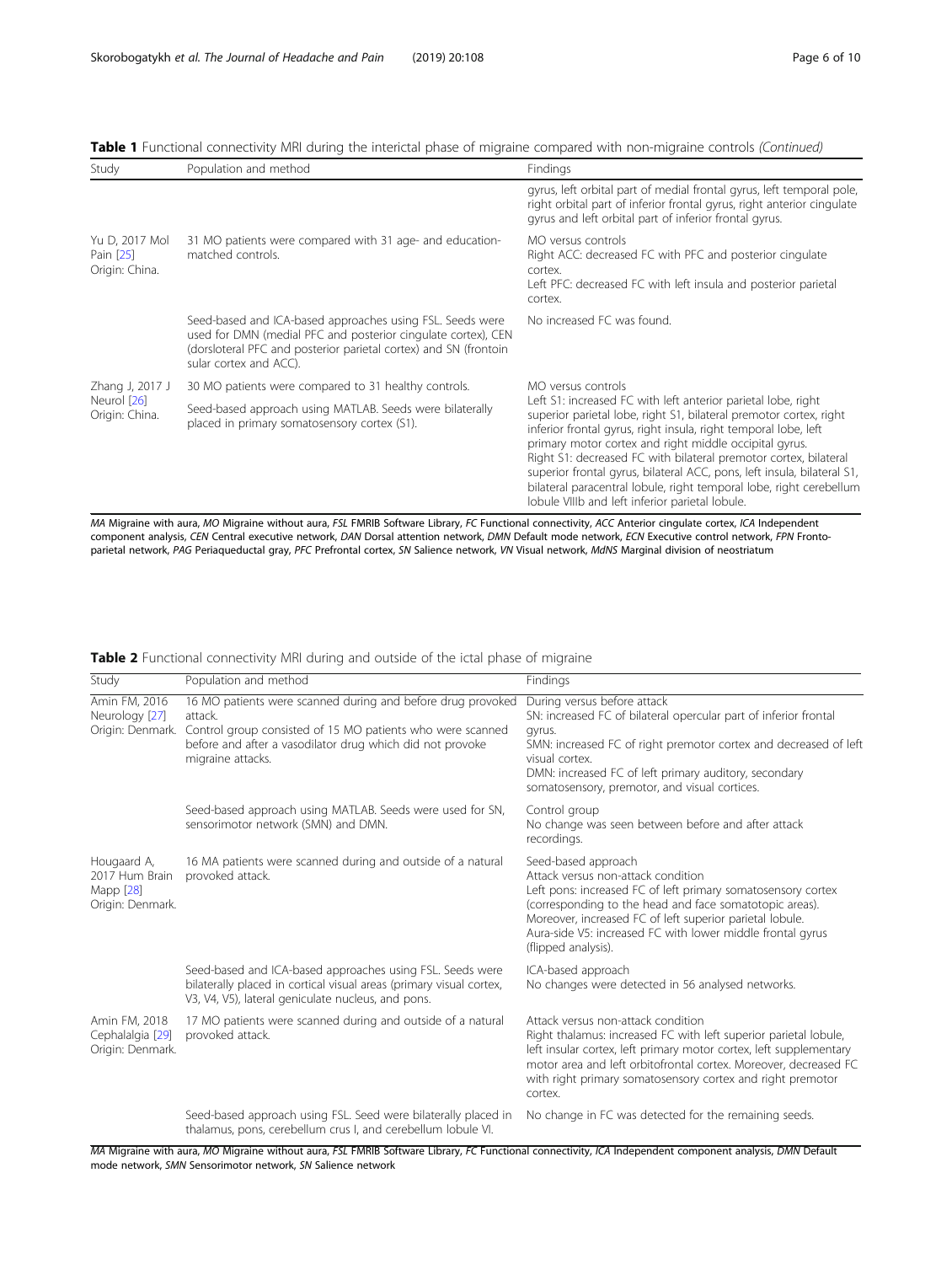**Table 1** Functional connectivity MRI during the interictal phase of migraine compared with non-migraine controls *(Continued)*

| Study | Population and method | Findings |
|---|---|---|
| | | gyrus, left orbital part of medial frontal gyrus, left temporal pole, right orbital part of inferior frontal gyrus, right anterior cingulate gyrus and left orbital part of inferior frontal gyrus. |
| Yu D, 2017 Mol Pain [25] Origin: China. | 31 MO patients were compared with 31 age- and education-matched controls. | MO versus controls<br>Right ACC: decreased FC with PFC and posterior cingulate cortex.<br>Left PFC: decreased FC with left insula and posterior parietal cortex. |
| | Seed-based and ICA-based approaches using FSL. Seeds were used for DMN (medial PFC and posterior cingulate cortex), CEN (dorsloteral PFC and posterior parietal cortex) and SN (frontoin sular cortex and ACC). | No increased FC was found. |
| Zhang J, 2017 J Neurol [26] Origin: China. | 30 MO patients were compared to 31 healthy controls.<br>Seed-based approach using MATLAB. Seeds were bilaterally placed in primary somatosensory cortex (S1). | MO versus controls<br>Left S1: increased FC with left anterior parietal lobe, right superior parietal lobe, right S1, bilateral premotor cortex, right inferior frontal gyrus, right insula, right temporal lobe, left primary motor cortex and right middle occipital gyrus.<br>Right S1: decreased FC with bilateral premotor cortex, bilateral superior frontal gyrus, bilateral ACC, pons, left insula, bilateral S1, bilateral paracentral lobule, right temporal lobe, right cerebellum lobule VIIIb and left inferior parietal lobule. |

*MA* Migraine with aura, *MO* Migraine without aura, *FSL* FMRIB Software Library, *FC* Functional connectivity, *ACC* Anterior cingulate cortex, *ICA* Independent component analysis, *CEN* Central executive network, *DAN* Dorsal attention network, *DMN* Default mode network, *ECN* Executive control network, *FPN* Fronto-parietal network, *PAG* Periaqueductal gray, *PFC* Prefrontal cortex, *SN* Salience network, *VN* Visual network, *MdNS* Marginal division of neostriatum

**Table 2** Functional connectivity MRI during and outside of the ictal phase of migraine

| Study | Population and method | Findings |
|---|---|---|
| Amin FM, 2016 Neurology [27] Origin: Denmark. | 16 MO patients were scanned during and before drug provoked attack.<br>Control group consisted of 15 MO patients who were scanned before and after a vasodilator drug which did not provoke migraine attacks. | During versus before attack<br>SN: increased FC of bilateral opercular part of inferior frontal gyrus.<br>SMN: increased FC of right premotor cortex and decreased of left visual cortex.<br>DMN: increased FC of left primary auditory, secondary somatosensory, premotor, and visual cortices. |
| | Seed-based approach using MATLAB. Seeds were used for SN, sensorimotor network (SMN) and DMN. | Control group<br>No change was seen between before and after attack recordings. |
| Hougaard A, 2017 Hum Brain Mapp [28] Origin: Denmark. | 16 MA patients were scanned during and outside of a natural provoked attack. | Seed-based approach<br>Attack versus non-attack condition<br>Left pons: increased FC of left primary somatosensory cortex (corresponding to the head and face somatotopic areas). Moreover, increased FC of left superior parietal lobule.<br>Aura-side V5: increased FC with lower middle frontal gyrus (flipped analysis). |
| | Seed-based and ICA-based approaches using FSL. Seeds were bilaterally placed in cortical visual areas (primary visual cortex, V3, V4, V5), lateral geniculate nucleus, and pons. | ICA-based approach<br>No changes were detected in 56 analysed networks. |
| Amin FM, 2018 Cephalalgia [29] Origin: Denmark. | 17 MO patients were scanned during and outside of a natural provoked attack. | Attack versus non-attack condition<br>Right thalamus: increased FC with left superior parietal lobule, left insular cortex, left primary motor cortex, left supplementary motor area and left orbitofrontal cortex. Moreover, decreased FC with right primary somatosensory cortex and right premotor cortex. |
| | Seed-based approach using FSL. Seed were bilaterally placed in thalamus, pons, cerebellum crus I, and cerebellum lobule VI. | No change in FC was detected for the remaining seeds. |

*MA* Migraine with aura, *MO* Migraine without aura, *FSL* FMRIB Software Library, *FC* Functional connectivity, *ICA* Independent component analysis, *DMN* Default mode network, *SMN* Sensorimotor network, *SN* Salience network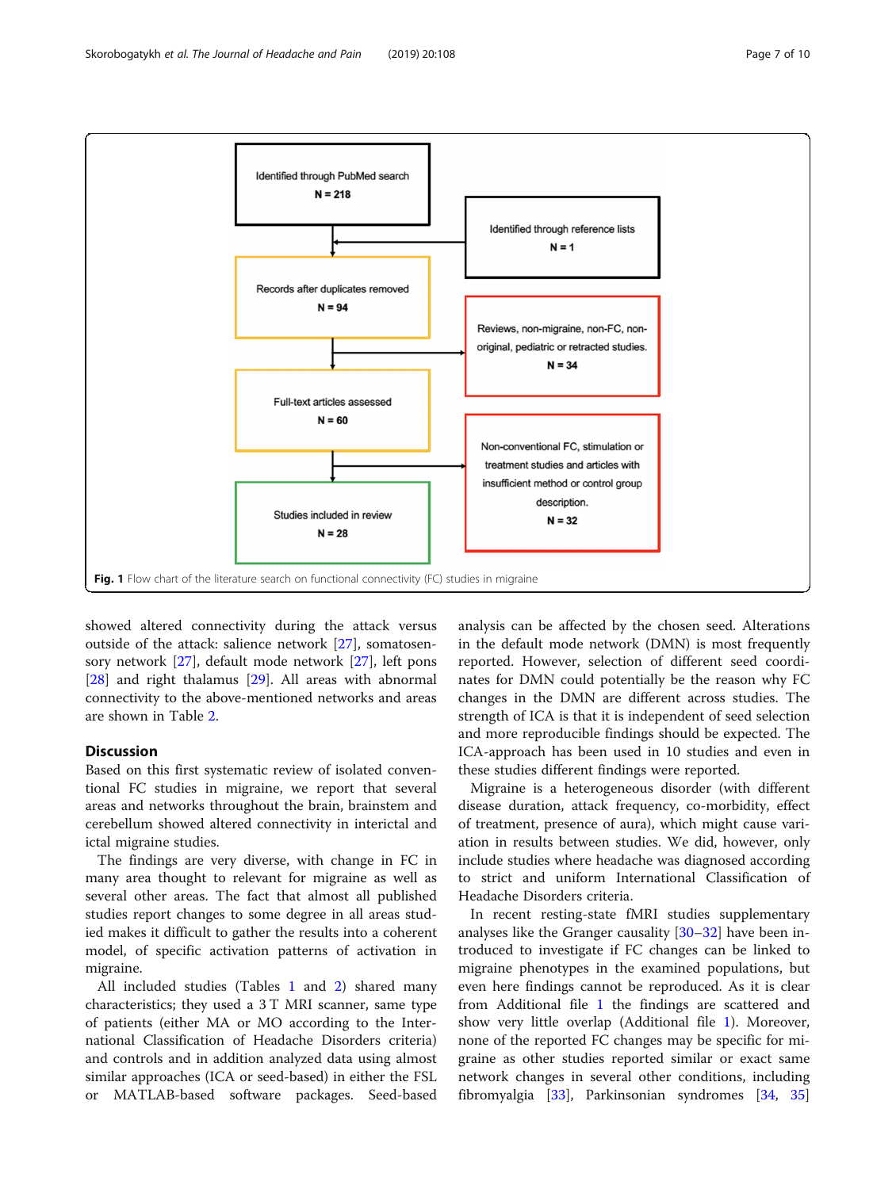Identified through PubMed search
N = 218

Identified through reference lists
N = 1

Records after duplicates removed
N = 94

Reviews, non-migraine, non-FC, non-original, pediatric or retracted studies.
N = 34

Full-text articles assessed
N = 60

Non-conventional FC, stimulation or treatment studies and articles with insufficient method or control group description.
N = 32

Studies included in review
N = 28

**Fig. 1** Flow chart of the literature search on functional connectivity (FC) studies in migraine

showed altered connectivity during the attack versus outside of the attack: salience network [27], somatosensory network [27], default mode network [27], left pons [28] and right thalamus [29]. All areas with abnormal connectivity to the above-mentioned networks and areas are shown in Table 2.

## Discussion

Based on this first systematic review of isolated conventional FC studies in migraine, we report that several areas and networks throughout the brain, brainstem and cerebellum showed altered connectivity in interictal and ictal migraine studies.

The findings are very diverse, with change in FC in many area thought to relevant for migraine as well as several other areas. The fact that almost all published studies report changes to some degree in all areas studied makes it difficult to gather the results into a coherent model, of specific activation patterns of activation in migraine.

All included studies (Tables 1 and 2) shared many characteristics; they used a 3 T MRI scanner, same type of patients (either MA or MO according to the International Classification of Headache Disorders criteria) and controls and in addition analyzed data using almost similar approaches (ICA or seed-based) in either the FSL or MATLAB-based software packages. Seed-based analysis can be affected by the chosen seed. Alterations in the default mode network (DMN) is most frequently reported. However, selection of different seed coordinates for DMN could potentially be the reason why FC changes in the DMN are different across studies. The strength of ICA is that it is independent of seed selection and more reproducible findings should be expected. The ICA-approach has been used in 10 studies and even in these studies different findings were reported.

Migraine is a heterogeneous disorder (with different disease duration, attack frequency, co-morbidity, effect of treatment, presence of aura), which might cause variation in results between studies. We did, however, only include studies where headache was diagnosed according to strict and uniform International Classification of Headache Disorders criteria.

In recent resting-state fMRI studies supplementary analyses like the Granger causality [30–32] have been introduced to investigate if FC changes can be linked to migraine phenotypes in the examined populations, but even here findings cannot be reproduced. As it is clear from Additional file 1 the findings are scattered and show very little overlap (Additional file 1). Moreover, none of the reported FC changes may be specific for migraine as other studies reported similar or exact same network changes in several other conditions, including fibromyalgia [33], Parkinsonian syndromes [34, 35]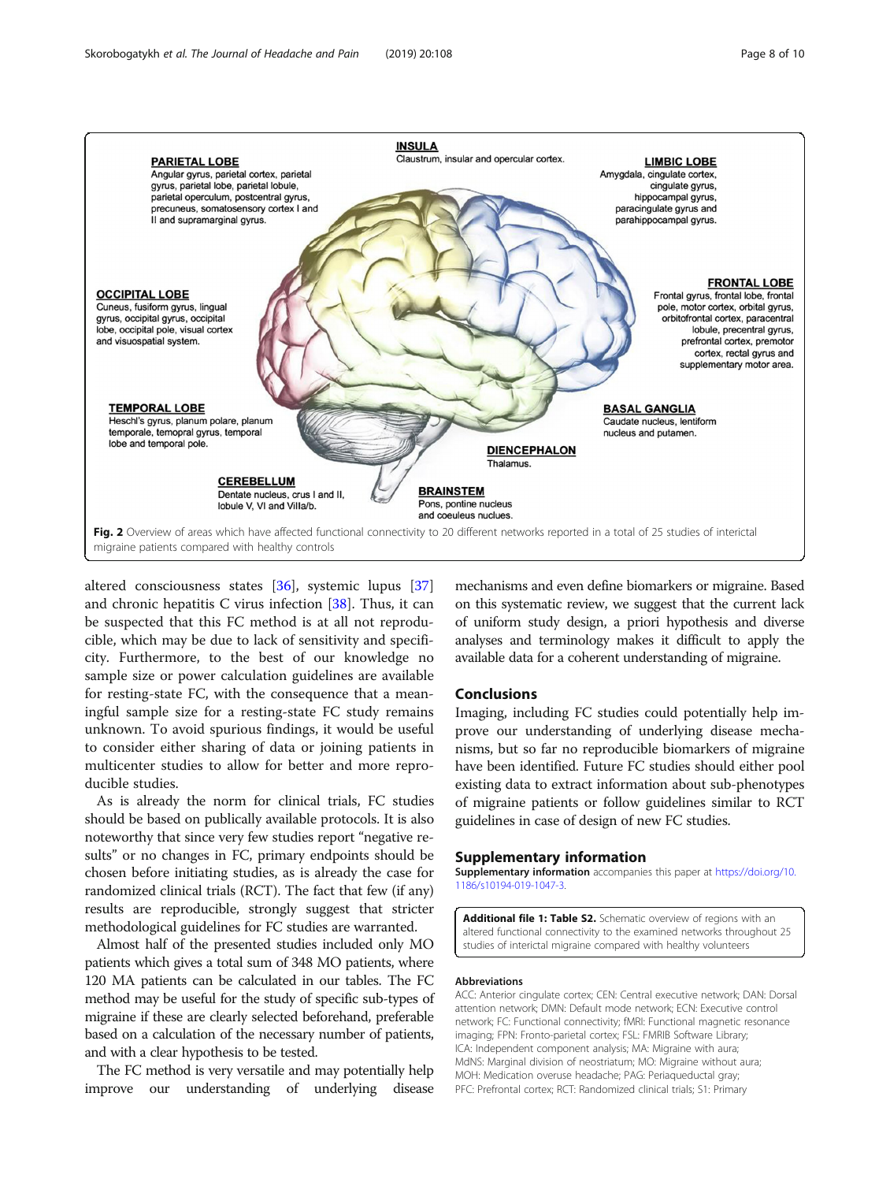**PARIETAL LOBE**
Angular gyrus, parietal cortex, parietal gyrus, parietal lobe, parietal lobule, parietal operculum, postcentral gyrus, precuneus, somatosensory cortex I and II and supramarginal gyrus.

**INSULA**
Claustrum, insular and opercular cortex.

**LIMBIC LOBE**
Amygdala, cingulate cortex, cingulate gyrus, hippocampal gyrus, paracingulate gyrus and parahippocampal gyrus.

**OCCIPITAL LOBE**
Cuneus, fusiform gyrus, lingual gyrus, occipital gyrus, occipital lobe, occipital pole, visual cortex and visuospatial system.

**FRONTAL LOBE**
Frontal gyrus, frontal lobe, frontal pole, motor cortex, orbital gyrus, orbitofrontal cortex, paracentral lobule, precentral gyrus, prefrontal cortex, premotor cortex, rectal gyrus and supplementary motor area.

**TEMPORAL LOBE**
Heschl's gyrus, planum polare, planum temporale, temopral gyrus, temporal lobe and temporal pole.

**BASAL GANGLIA**
Caudate nucleus, lentiform nucleus and putamen.

**DIENCEPHALON**
Thalamus.

**CEREBELLUM**
Dentate nucleus, crus I and II, lobule V, VI and VIIIa/b.

**BRAINSTEM**
Pons, pontine nucleus and coeuleus nuclues.

**Fig. 2** Overview of areas which have affected functional connectivity to 20 different networks reported in a total of 25 studies of interictal migraine patients compared with healthy controls

altered consciousness states [36], systemic lupus [37] and chronic hepatitis C virus infection [38]. Thus, it can be suspected that this FC method is at all not reproducible, which may be due to lack of sensitivity and specificity. Furthermore, to the best of our knowledge no sample size or power calculation guidelines are available for resting-state FC, with the consequence that a meaningful sample size for a resting-state FC study remains unknown. To avoid spurious findings, it would be useful to consider either sharing of data or joining patients in multicenter studies to allow for better and more reproducible studies.

As is already the norm for clinical trials, FC studies should be based on publically available protocols. It is also noteworthy that since very few studies report "negative results" or no changes in FC, primary endpoints should be chosen before initiating studies, as is already the case for randomized clinical trials (RCT). The fact that few (if any) results are reproducible, strongly suggest that stricter methodological guidelines for FC studies are warranted.

Almost half of the presented studies included only MO patients which gives a total sum of 348 MO patients, where 120 MA patients can be calculated in our tables. The FC method may be useful for the study of specific sub-types of migraine if these are clearly selected beforehand, preferable based on a calculation of the necessary number of patients, and with a clear hypothesis to be tested.

The FC method is very versatile and may potentially help improve our understanding of underlying disease mechanisms and even define biomarkers or migraine. Based on this systematic review, we suggest that the current lack of uniform study design, a priori hypothesis and diverse analyses and terminology makes it difficult to apply the available data for a coherent understanding of migraine.

## Conclusions

Imaging, including FC studies could potentially help improve our understanding of underlying disease mechanisms, but so far no reproducible biomarkers of migraine have been identified. Future FC studies should either pool existing data to extract information about sub-phenotypes of migraine patients or follow guidelines similar to RCT guidelines in case of design of new FC studies.

## Supplementary information

**Supplementary information** accompanies this paper at https://doi.org/10.1186/s10194-019-1047-3.

**Additional file 1: Table S2.** Schematic overview of regions with an altered functional connectivity to the examined networks throughout 25 studies of interictal migraine compared with healthy volunteers

### Abbreviations

ACC: Anterior cingulate cortex; CEN: Central executive network; DAN: Dorsal attention network; DMN: Default mode network; ECN: Executive control network; FC: Functional connectivity; fMRI: Functional magnetic resonance imaging; FPN: Fronto-parietal cortex; FSL: FMRIB Software Library; ICA: Independent component analysis; MA: Migraine with aura; MdNS: Marginal division of neostriatum; MO: Migraine without aura; MOH: Medication overuse headache; PAG: Periaqueductal gray; PFC: Prefrontal cortex; RCT: Randomized clinical trials; S1: Primary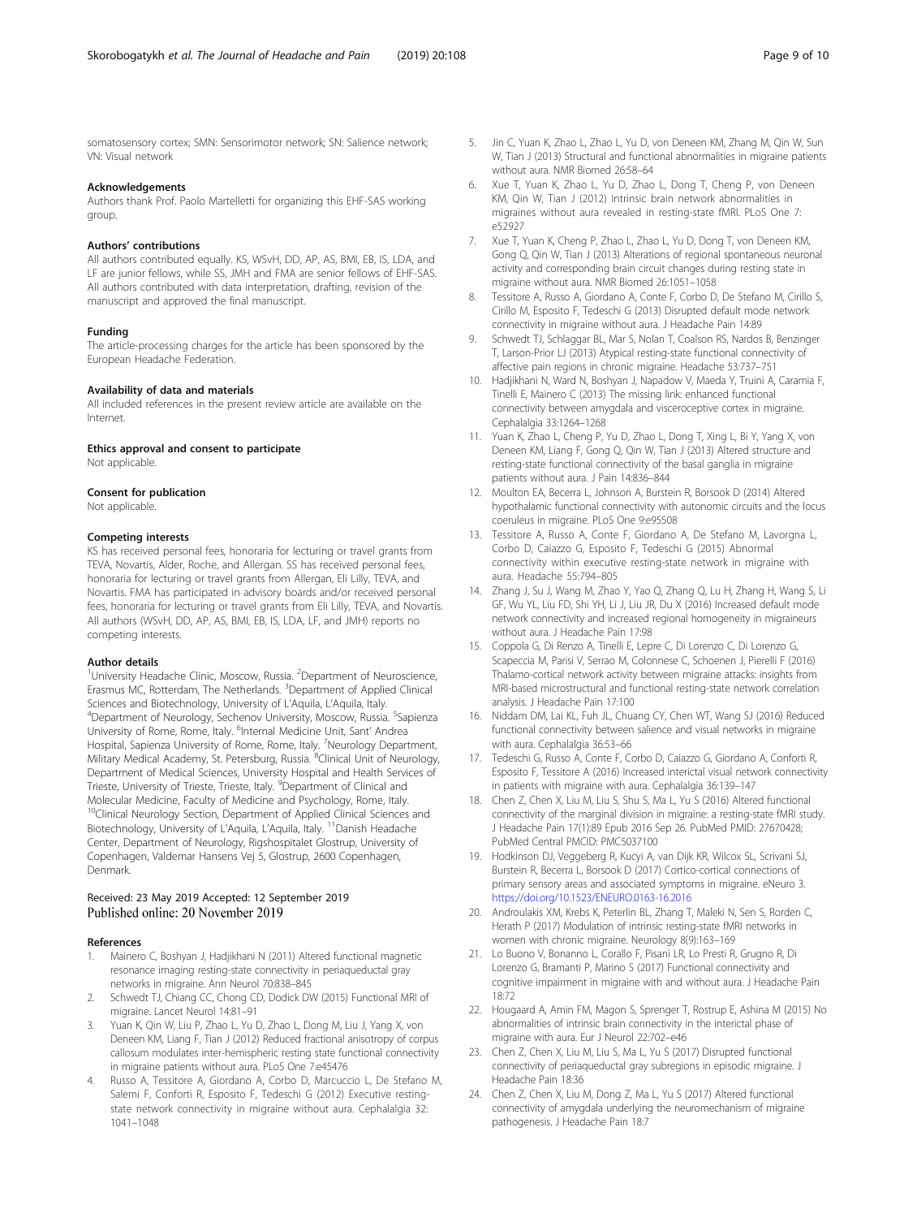somatosensory cortex; SMN: Sensorimotor network; SN: Salience network; VN: Visual network

### Acknowledgements

Authors thank Prof. Paolo Martelletti for organizing this EHF-SAS working group.

### Authors' contributions

All authors contributed equally. KS, WSvH, DD, AP, AS, BMI, EB, IS, LDA, and LF are junior fellows, while SS, JMH and FMA are senior fellows of EHF-SAS. All authors contributed with data interpretation, drafting, revision of the manuscript and approved the final manuscript.

### Funding

The article-processing charges for the article has been sponsored by the European Headache Federation.

### Availability of data and materials

All included references in the present review article are available on the Internet.

### Ethics approval and consent to participate

Not applicable.

### Consent for publication

Not applicable.

### Competing interests

KS has received personal fees, honoraria for lecturing or travel grants from TEVA, Novartis, Alder, Roche, and Allergan. SS has received personal fees, honoraria for lecturing or travel grants from Allergan, Eli Lilly, TEVA, and Novartis. FMA has participated in advisory boards and/or received personal fees, honoraria for lecturing or travel grants from Eli Lilly, TEVA, and Novartis. All authors (WSvH, DD, AP, AS, BMI, EB, IS, LDA, LF, and JMH) reports no competing interests.

### Author details

[1]University Headache Clinic, Moscow, Russia. [2]Department of Neuroscience, Erasmus MC, Rotterdam, The Netherlands. [3]Department of Applied Clinical Sciences and Biotechnology, University of L'Aquila, L'Aquila, Italy. [4]Department of Neurology, Sechenov University, Moscow, Russia. [5]Sapienza University of Rome, Rome, Italy. [6]Internal Medicine Unit, Sant' Andrea Hospital, Sapienza University of Rome, Rome, Italy. [7]Neurology Department, Military Medical Academy, St. Petersburg, Russia. [8]Clinical Unit of Neurology, Department of Medical Sciences, University Hospital and Health Services of Trieste, University of Trieste, Trieste, Italy. [9]Department of Clinical and Molecular Medicine, Faculty of Medicine and Psychology, Rome, Italy. [10]Clinical Neurology Section, Department of Applied Clinical Sciences and Biotechnology, University of L'Aquila, L'Aquila, Italy. [11]Danish Headache Center, Department of Neurology, Rigshospitalet Glostrup, University of Copenhagen, Valdemar Hansens Vej 5, Glostrup, 2600 Copenhagen, Denmark.

Received: 23 May 2019 Accepted: 12 September 2019
Published online: 20 November 2019

### References

1. Mainero C, Boshyan J, Hadjikhani N (2011) Altered functional magnetic resonance imaging resting-state connectivity in periaqueductal gray networks in migraine. Ann Neurol 70:838–845
2. Schwedt TJ, Chiang CC, Chong CD, Dodick DW (2015) Functional MRI of migraine. Lancet Neurol 14:81–91
3. Yuan K, Qin W, Liu P, Zhao L, Yu D, Zhao L, Dong M, Liu J, Yang X, von Deneen KM, Liang F, Tian J (2012) Reduced fractional anisotropy of corpus callosum modulates inter-hemispheric resting state functional connectivity in migraine patients without aura. PLoS One 7:e45476
4. Russo A, Tessitore A, Giordano A, Corbo D, Marcuccio L, De Stefano M, Salemi F, Conforti R, Esposito F, Tedeschi G (2012) Executive resting-state network connectivity in migraine without aura. Cephalalgia 32: 1041–1048
5. Jin C, Yuan K, Zhao L, Zhao L, Yu D, von Deneen KM, Zhang M, Qin W, Sun W, Tian J (2013) Structural and functional abnormalities in migraine patients without aura. NMR Biomed 26:58–64
6. Xue T, Yuan K, Zhao L, Yu D, Zhao L, Dong T, Cheng P, von Deneen KM, Qin W, Tian J (2012) Intrinsic brain network abnormalities in migraines without aura revealed in resting-state fMRI. PLoS One 7: e52927
7. Xue T, Yuan K, Cheng P, Zhao L, Zhao L, Yu D, Dong T, von Deneen KM, Gong Q, Qin W, Tian J (2013) Alterations of regional spontaneous neuronal activity and corresponding brain circuit changes during resting state in migraine without aura. NMR Biomed 26:1051–1058
8. Tessitore A, Russo A, Giordano A, Conte F, Corbo D, De Stefano M, Cirillo S, Cirillo M, Esposito F, Tedeschi G (2013) Disrupted default mode network connectivity in migraine without aura. J Headache Pain 14:89
9. Schwedt TJ, Schlaggar BL, Mar S, Nolan T, Coalson RS, Nardos B, Benzinger T, Larson-Prior LJ (2013) Atypical resting-state functional connectivity of affective pain regions in chronic migraine. Headache 53:737–751
10. Hadjikhani N, Ward N, Boshyan J, Napadow V, Maeda Y, Truini A, Caramia F, Tinelli E, Mainero C (2013) The missing link: enhanced functional connectivity between amygdala and visceroceptive cortex in migraine. Cephalalgia 33:1264–1268
11. Yuan K, Zhao L, Cheng P, Yu D, Zhao L, Dong T, Xing L, Bi Y, Yang X, von Deneen KM, Liang F, Gong Q, Qin W, Tian J (2013) Altered structure and resting-state functional connectivity of the basal ganglia in migraine patients without aura. J Pain 14:836–844
12. Moulton EA, Becerra L, Johnson A, Burstein R, Borsook D (2014) Altered hypothalamic functional connectivity with autonomic circuits and the locus coeruleus in migraine. PLoS One 9:e95508
13. Tessitore A, Russo A, Conte F, Giordano A, De Stefano M, Lavorgna L, Corbo D, Caiazzo G, Esposito F, Tedeschi G (2015) Abnormal connectivity within executive resting-state network in migraine with aura. Headache 55:794–805
14. Zhang J, Su J, Wang M, Zhao Y, Yao Q, Zhang Q, Lu H, Zhang H, Wang S, Li GF, Wu YL, Liu FD, Shi YH, Li J, Liu JR, Du X (2016) Increased default mode network connectivity and increased regional homogeneity in migraineurs without aura. J Headache Pain 17:98
15. Coppola G, Di Renzo A, Tinelli E, Lepre C, Di Lorenzo C, Di Lorenzo G, Scapeccia M, Parisi V, Serrao M, Colonnese C, Schoenen J, Pierelli F (2016) Thalamo-cortical network activity between migraine attacks: insights from MRI-based microstructural and functional resting-state network correlation analysis. J Headache Pain 17:100
16. Niddam DM, Lai KL, Fuh JL, Chuang CY, Chen WT, Wang SJ (2016) Reduced functional connectivity between salience and visual networks in migraine with aura. Cephalalgia 36:53–66
17. Tedeschi G, Russo A, Conte F, Corbo D, Caiazzo G, Giordano A, Conforti R, Esposito F, Tessitore A (2016) Increased interictal visual network connectivity in patients with migraine with aura. Cephalalgia 36:139–147
18. Chen Z, Chen X, Liu M, Liu S, Shu S, Ma L, Yu S (2016) Altered functional connectivity of the marginal division in migraine: a resting-state fMRI study. J Headache Pain 17(1):89 Epub 2016 Sep 26. PubMed PMID: 27670428; PubMed Central PMCID: PMC5037100
19. Hodkinson DJ, Veggeberg R, Kucyi A, van Dijk KR, Wilcox SL, Scrivani SJ, Burstein R, Becerra L, Borsook D (2017) Cortico-cortical connections of primary sensory areas and associated symptoms in migraine. eNeuro 3. https://doi.org/10.1523/ENEURO.0163-16.2016
20. Androulakis XM, Krebs K, Peterlin BL, Zhang T, Maleki N, Sen S, Rorden C, Herath P (2017) Modulation of intrinsic resting-state fMRI networks in women with chronic migraine. Neurology 8(9):163–169
21. Lo Buono V, Bonanno L, Corallo F, Pisani LR, Lo Presti R, Grugno R, Di Lorenzo G, Bramanti P, Marino S (2017) Functional connectivity and cognitive impairment in migraine with and without aura. J Headache Pain 18:72
22. Hougaard A, Amin FM, Magon S, Sprenger T, Rostrup E, Ashina M (2015) No abnormalities of intrinsic brain connectivity in the interictal phase of migraine with aura. Eur J Neurol 22:702–e46
23. Chen Z, Chen X, Liu M, Liu S, Ma L, Yu S (2017) Disrupted functional connectivity of periaqueductal gray subregions in episodic migraine. J Headache Pain 18:36
24. Chen Z, Chen X, Liu M, Dong Z, Ma L, Yu S (2017) Altered functional connectivity of amygdala underlying the neuromechanism of migraine pathogenesis. J Headache Pain 18:7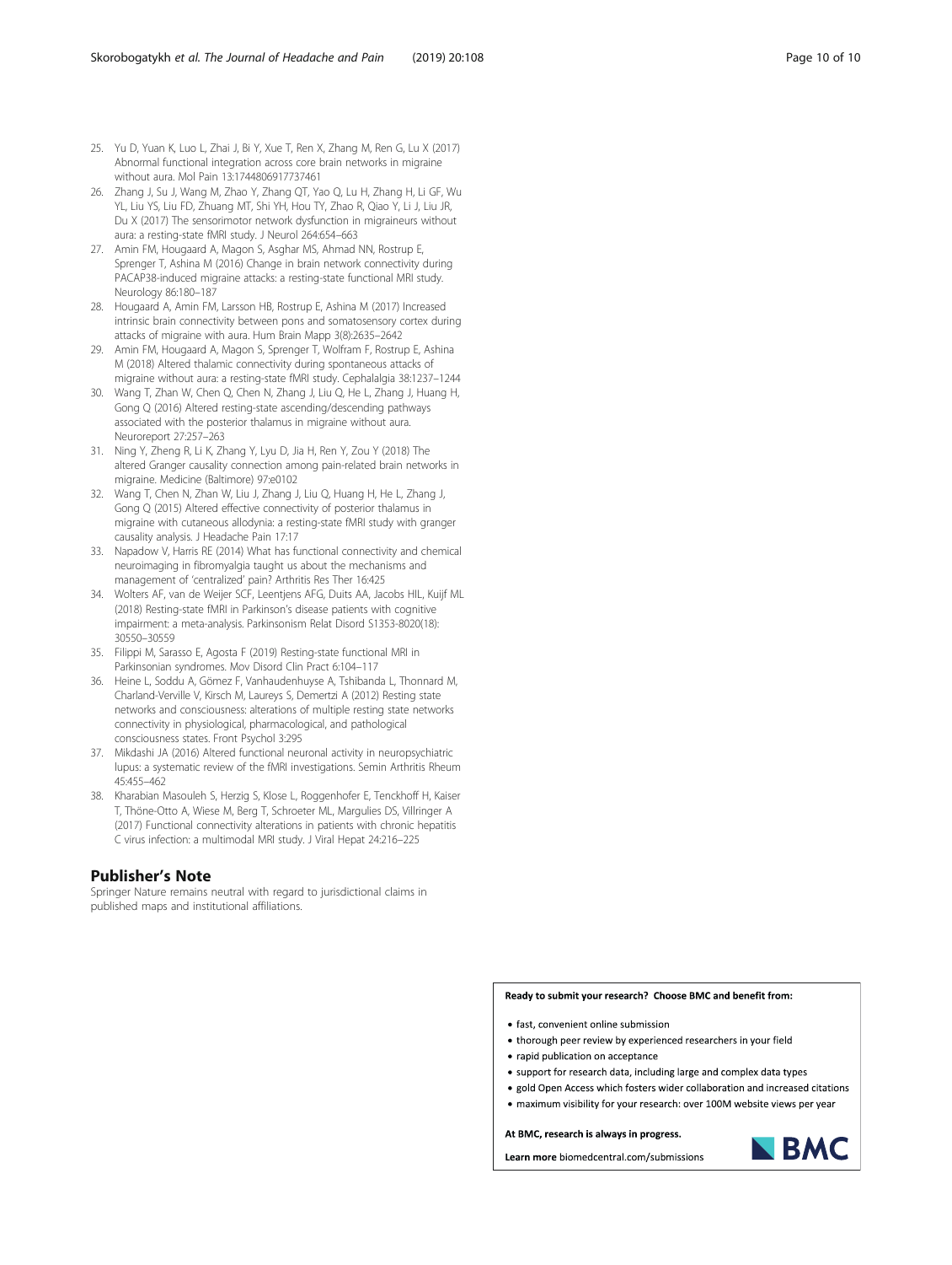25. Yu D, Yuan K, Luo L, Zhai J, Bi Y, Xue T, Ren X, Zhang M, Ren G, Lu X (2017) Abnormal functional integration across core brain networks in migraine without aura. Mol Pain 13:1744806917737461
26. Zhang J, Su J, Wang M, Zhao Y, Zhang QT, Yao Q, Lu H, Zhang H, Li GF, Wu YL, Liu YS, Liu FD, Zhuang MT, Shi YH, Hou TY, Zhao R, Qiao Y, Li J, Liu JR, Du X (2017) The sensorimotor network dysfunction in migraineurs without aura: a resting-state fMRI study. J Neurol 264:654–663
27. Amin FM, Hougaard A, Magon S, Asghar MS, Ahmad NN, Rostrup E, Sprenger T, Ashina M (2016) Change in brain network connectivity during PACAP38-induced migraine attacks: a resting-state functional MRI study. Neurology 86:180–187
28. Hougaard A, Amin FM, Larsson HB, Rostrup E, Ashina M (2017) Increased intrinsic brain connectivity between pons and somatosensory cortex during attacks of migraine with aura. Hum Brain Mapp 3(8):2635–2642
29. Amin FM, Hougaard A, Magon S, Sprenger T, Wolfram F, Rostrup E, Ashina M (2018) Altered thalamic connectivity during spontaneous attacks of migraine without aura: a resting-state fMRI study. Cephalalgia 38:1237–1244
30. Wang T, Zhan W, Chen Q, Chen N, Zhang J, Liu Q, He L, Zhang J, Huang H, Gong Q (2016) Altered resting-state ascending/descending pathways associated with the posterior thalamus in migraine without aura. Neuroreport 27:257–263
31. Ning Y, Zheng R, Li K, Zhang Y, Lyu D, Jia H, Ren Y, Zou Y (2018) The altered Granger causality connection among pain-related brain networks in migraine. Medicine (Baltimore) 97:e0102
32. Wang T, Chen N, Zhan W, Liu J, Zhang J, Liu Q, Huang H, He L, Zhang J, Gong Q (2015) Altered effective connectivity of posterior thalamus in migraine with cutaneous allodynia: a resting-state fMRI study with granger causality analysis. J Headache Pain 17:17
33. Napadow V, Harris RE (2014) What has functional connectivity and chemical neuroimaging in fibromyalgia taught us about the mechanisms and management of 'centralized' pain? Arthritis Res Ther 16:425
34. Wolters AF, van de Weijer SCF, Leentjens AFG, Duits AA, Jacobs HIL, Kuijf ML (2018) Resting-state fMRI in Parkinson's disease patients with cognitive impairment: a meta-analysis. Parkinsonism Relat Disord S1353-8020(18): 30550–30559
35. Filippi M, Sarasso E, Agosta F (2019) Resting-state functional MRI in Parkinsonian syndromes. Mov Disord Clin Pract 6:104–117
36. Heine L, Soddu A, Gómez F, Vanhaudenhuyse A, Tshibanda L, Thonnard M, Charland-Verville V, Kirsch M, Laureys S, Demertzi A (2012) Resting state networks and consciousness: alterations of multiple resting state networks connectivity in physiological, pharmacological, and pathological consciousness states. Front Psychol 3:295
37. Mikdashi JA (2016) Altered functional neuronal activity in neuropsychiatric lupus: a systematic review of the fMRI investigations. Semin Arthritis Rheum 45:455–462
38. Kharabian Masouleh S, Herzig S, Klose L, Roggenhofer E, Tenckhoff H, Kaiser T, Thöne-Otto A, Wiese M, Berg T, Schroeter ML, Margulies DS, Villringer A (2017) Functional connectivity alterations in patients with chronic hepatitis C virus infection: a multimodal MRI study. J Viral Hepat 24:216–225

## Publisher's Note

Springer Nature remains neutral with regard to jurisdictional claims in published maps and institutional affiliations.

**Ready to submit your research? Choose BMC and benefit from:**

- fast, convenient online submission
- thorough peer review by experienced researchers in your field
- rapid publication on acceptance
- support for research data, including large and complex data types
- gold Open Access which fosters wider collaboration and increased citations
- maximum visibility for your research: over 100M website views per year

**At BMC, research is always in progress.**

**Learn more** biomedcentral.com/submissions

BMC